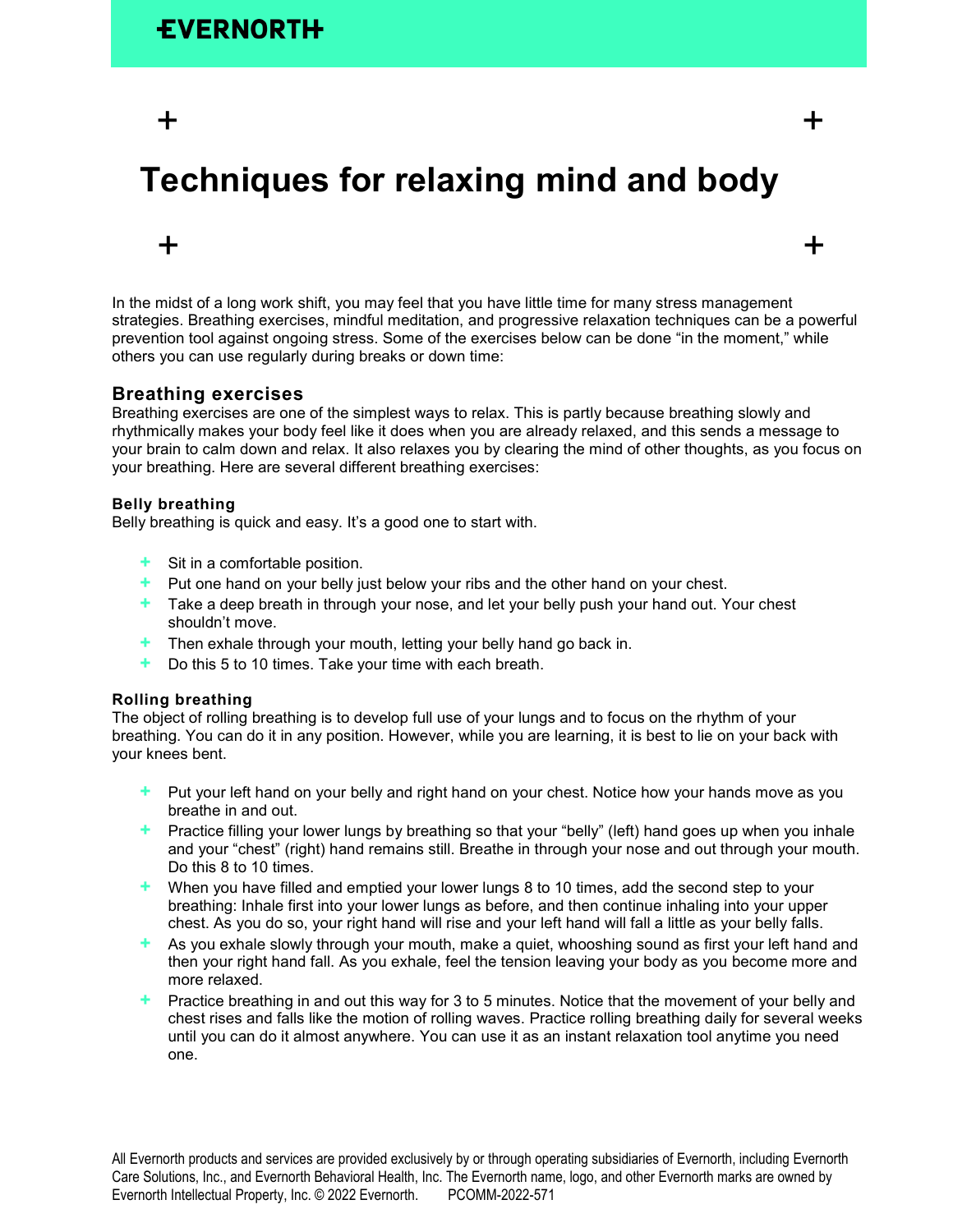EVERNORTH

# Techniques for relaxing mind and body

In the midst of a long work shift, you may feel that you have little time for many stress management strategies. Breathing exercises, mindful meditation, and progressive relaxation techniques can be a powerful prevention tool against ongoing stress. Some of the exercises below can be done "in the moment," while others you can use regularly during breaks or down time:

## Breathing exercises

Breathing exercises are one of the simplest ways to relax. This is partly because breathing slowly and rhythmically makes your body feel like it does when you are already relaxed, and this sends a message to your brain to calm down and relax. It also relaxes you by clearing the mind of other thoughts, as you focus on your breathing. Here are several different breathing exercises:

### Belly breathing

Belly breathing is quick and easy. It's a good one to start with.

- Sit in a comfortable position.
- Put one hand on your belly just below your ribs and the other hand on your chest.
- Take a deep breath in through your nose, and let your belly push your hand out. Your chest shouldn't move.
- Then exhale through your mouth, letting your belly hand go back in.
- Do this 5 to 10 times. Take your time with each breath.

### Rolling breathing

The object of rolling breathing is to develop full use of your lungs and to focus on the rhythm of your breathing. You can do it in any position. However, while you are learning, it is best to lie on your back with your knees bent.

- Put your left hand on your belly and right hand on your chest. Notice how your hands move as you breathe in and out.
- Practice filling your lower lungs by breathing so that your "belly" (left) hand goes up when you inhale and your "chest" (right) hand remains still. Breathe in through your nose and out through your mouth. Do this 8 to 10 times.
- When you have filled and emptied your lower lungs 8 to 10 times, add the second step to your breathing: Inhale first into your lower lungs as before, and then continue inhaling into your upper chest. As you do so, your right hand will rise and your left hand will fall a little as your belly falls.
- As you exhale slowly through your mouth, make a quiet, whooshing sound as first your left hand and then your right hand fall. As you exhale, feel the tension leaving your body as you become more and more relaxed.
- Practice breathing in and out this way for 3 to 5 minutes. Notice that the movement of your belly and chest rises and falls like the motion of rolling waves. Practice rolling breathing daily for several weeks until you can do it almost anywhere. You can use it as an instant relaxation tool anytime you need one.

All Evernorth products and services are provided exclusively by or through operating subsidiaries of Evernorth, including Evernorth Care Solutions, Inc., and Evernorth Behavioral Health, Inc. The Evernorth name, logo, and other Evernorth marks are owned by Evernorth Intellectual Property, Inc. © 2022 Evernorth. PCOMM-2022-571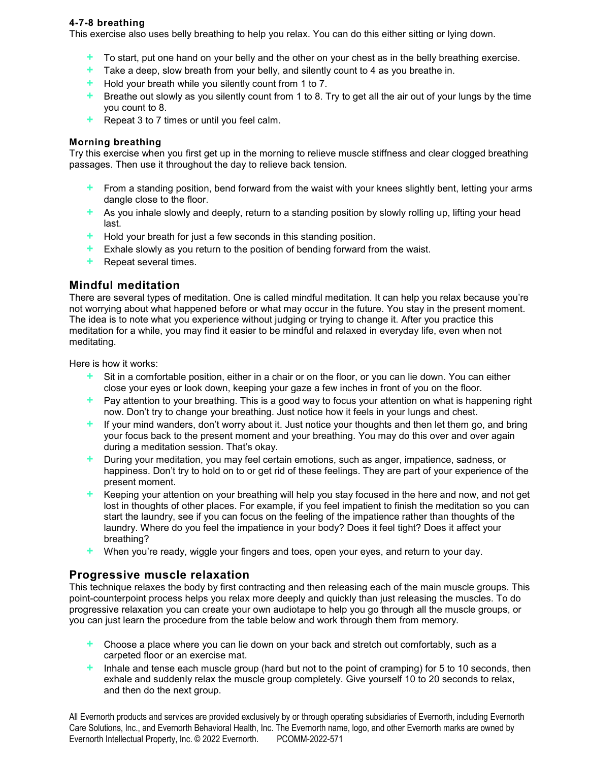#### 4-7-8 breathing

This exercise also uses belly breathing to help you relax. You can do this either sitting or lying down.

- To start, put one hand on your belly and the other on your chest as in the belly breathing exercise.
- Take a deep, slow breath from your belly, and silently count to 4 as you breathe in.
- Hold your breath while you silently count from 1 to 7.
- Breathe out slowly as you silently count from 1 to 8. Try to get all the air out of your lungs by the time you count to 8.
- Repeat 3 to 7 times or until you feel calm.

#### Morning breathing

Try this exercise when you first get up in the morning to relieve muscle stiffness and clear clogged breathing passages. Then use it throughout the day to relieve back tension.

- From a standing position, bend forward from the waist with your knees slightly bent, letting your arms dangle close to the floor.
- As you inhale slowly and deeply, return to a standing position by slowly rolling up, lifting your head last.
- Hold your breath for just a few seconds in this standing position.
- Exhale slowly as you return to the position of bending forward from the waist.
- Repeat several times.

### Mindful meditation

There are several types of meditation. One is called mindful meditation. It can help you relax because you're not worrying about what happened before or what may occur in the future. You stay in the present moment. The idea is to note what you experience without judging or trying to change it. After you practice this meditation for a while, you may find it easier to be mindful and relaxed in everyday life, even when not meditating.

Here is how it works:

- Sit in a comfortable position, either in a chair or on the floor, or you can lie down. You can either close your eyes or look down, keeping your gaze a few inches in front of you on the floor.
- Pay attention to your breathing. This is a good way to focus your attention on what is happening right now. Don't try to change your breathing. Just notice how it feels in your lungs and chest.
- If your mind wanders, don't worry about it. Just notice your thoughts and then let them go, and bring your focus back to the present moment and your breathing. You may do this over and over again during a meditation session. That's okay.
- During your meditation, you may feel certain emotions, such as anger, impatience, sadness, or happiness. Don't try to hold on to or get rid of these feelings. They are part of your experience of the present moment.
- Keeping your attention on your breathing will help you stay focused in the here and now, and not get lost in thoughts of other places. For example, if you feel impatient to finish the meditation so you can start the laundry, see if you can focus on the feeling of the impatience rather than thoughts of the laundry. Where do you feel the impatience in your body? Does it feel tight? Does it affect your breathing?
- When you're ready, wiggle your fingers and toes, open your eyes, and return to your day.

### Progressive muscle relaxation

This technique relaxes the body by first contracting and then releasing each of the main muscle groups. This point-counterpoint process helps you relax more deeply and quickly than just releasing the muscles. To do progressive relaxation you can create your own audiotape to help you go through all the muscle groups, or you can just learn the procedure from the table below and work through them from memory.

- Choose a place where you can lie down on your back and stretch out comfortably, such as a carpeted floor or an exercise mat.
- Inhale and tense each muscle group (hard but not to the point of cramping) for 5 to 10 seconds, then exhale and suddenly relax the muscle group completely. Give yourself 10 to 20 seconds to relax, and then do the next group.

All Evernorth products and services are provided exclusively by or through operating subsidiaries of Evernorth, including Evernorth Care Solutions, Inc., and Evernorth Behavioral Health, Inc. The Evernorth name, logo, and other Evernorth marks are owned by Evernorth Intellectual Property, Inc. © 2022 Evernorth. PCOMM-2022-571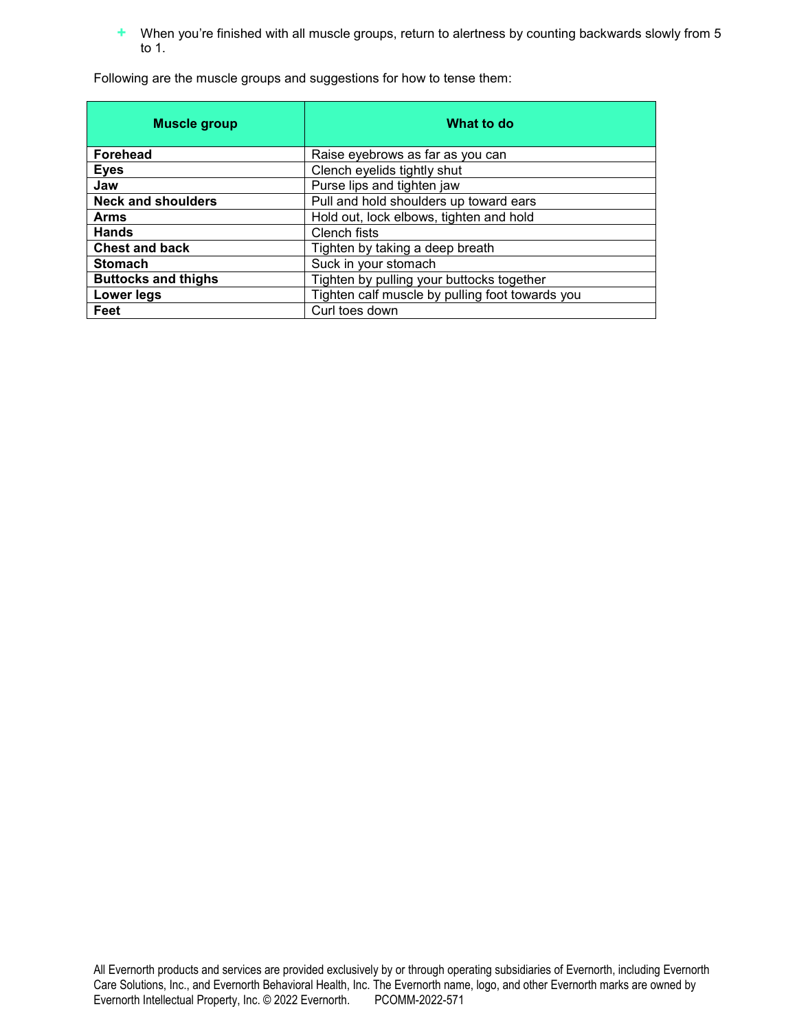- When you're finished with all muscle groups, return to alertness by counting backwards slowly from 5 to 1.

Following are the muscle groups and suggestions for how to tense them:

| Muscle group | What to do |
|---|---|
| **Forehead** | Raise eyebrows as far as you can |
| **Eyes** | Clench eyelids tightly shut |
| **Jaw** | Purse lips and tighten jaw |
| **Neck and shoulders** | Pull and hold shoulders up toward ears |
| **Arms** | Hold out, lock elbows, tighten and hold |
| **Hands** | Clench fists |
| **Chest and back** | Tighten by taking a deep breath |
| **Stomach** | Suck in your stomach |
| **Buttocks and thighs** | Tighten by pulling your buttocks together |
| **Lower legs** | Tighten calf muscle by pulling foot towards you |
| **Feet** | Curl toes down |

All Evernorth products and services are provided exclusively by or through operating subsidiaries of Evernorth, including Evernorth Care Solutions, Inc., and Evernorth Behavioral Health, Inc. The Evernorth name, logo, and other Evernorth marks are owned by Evernorth Intellectual Property, Inc. © 2022 Evernorth. PCOMM-2022-571